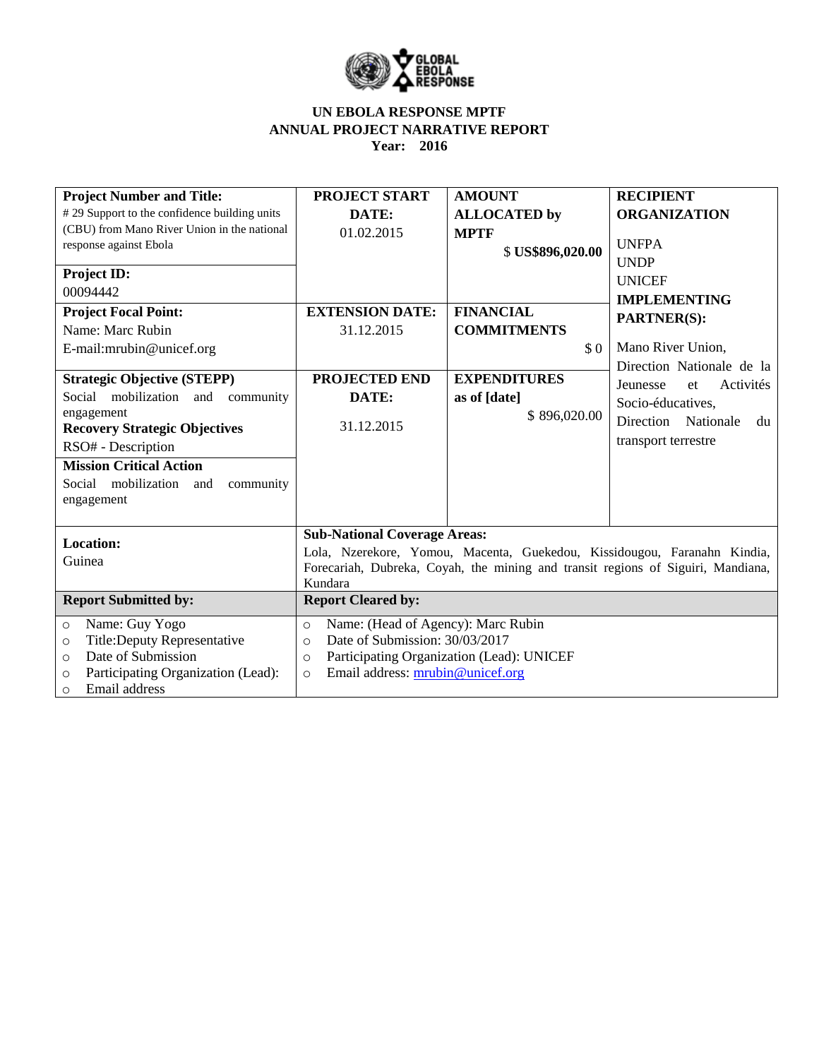# UN EBOLA RESPONSE MPTF
## ANNUAL PROJECT NARRATIVE REPORT
**Year: 2016**

| **Project Number and Title:** # 29 Support to the confidence building units (CBU) from Mano River Union in the national response against Ebola | **PROJECT START DATE:** 01.02.2015 | **AMOUNT ALLOCATED by MPTF** $ US$896,020.00 | **RECIPIENT ORGANIZATION** UNFPA UNDP UNICEF |
|---|---|---|---|
| **Project ID:** 00094442 | | | |
| **Project Focal Point:** Name: Marc Rubin E-mail:mrubin@unicef.org | **EXTENSION DATE:** 31.12.2015 | **FINANCIAL COMMITMENTS** $ 0 | **IMPLEMENTING PARTNER(S):** Mano River Union, Direction Nationale de la Jeunesse et Activités Socio-éducatives, Direction Nationale du transport terrestre |
| **Strategic Objective (STEPP)** Social mobilization and community engagement **Recovery Strategic Objectives** RSO# - Description | **PROJECTED END DATE:** 31.12.2015 | **EXPENDITURES as of [date]** $ 896,020.00 | |
| **Mission Critical Action** Social mobilization and community engagement | | | |
| **Location:** Guinea | **Sub-National Coverage Areas:** Lola, Nzerekore, Yomou, Macenta, Guekedou, Kissidougou, Faranahn Kindia, Forecariah, Dubreka, Coyah, the mining and transit regions of Siguiri, Mandiana, Kundara | | |
| **Report Submitted by:** | **Report Cleared by:** | | |
| ○ Name: Guy Yogo ○ Title:Deputy Representative ○ Date of Submission ○ Participating Organization (Lead): ○ Email address | ○ Name: (Head of Agency): Marc Rubin ○ Date of Submission: 30/03/2017 ○ Participating Organization (Lead): UNICEF ○ Email address: mrubin@unicef.org | | |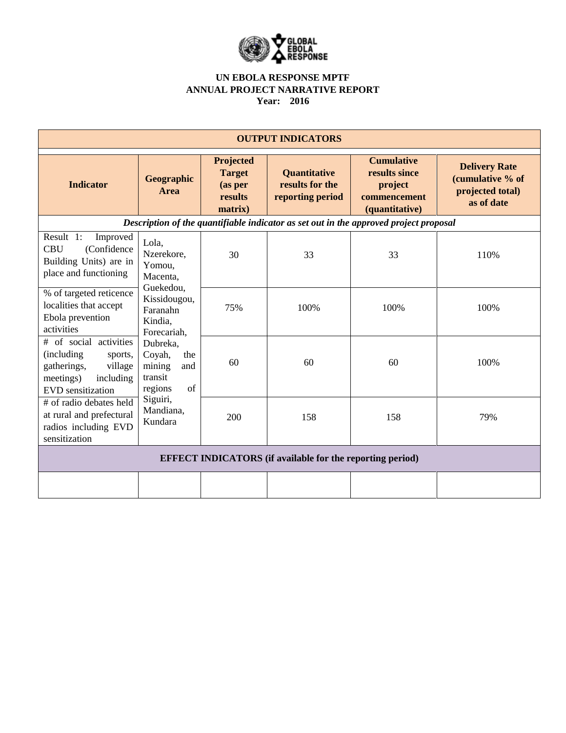**UN EBOLA RESPONSE MPTF**
**ANNUAL PROJECT NARRATIVE REPORT**
**Year: 2016**

| **OUTPUT INDICATORS** | | | | | |
|---|---|---|---|---|---|
| **Indicator** | **Geographic Area** | **Projected Target (as per results matrix)** | **Quantitative results for the reporting period** | **Cumulative results since project commencement (quantitative)** | **Delivery Rate (cumulative % of projected total) as of date** |
| ***Description of the quantifiable indicator as set out in the approved project proposal*** | | | | | |
| Result 1: Improved CBU (Confidence Building Units) are in place and functioning | Lola, Nzerekore, Yomou, Macenta, Guekedou, Kissidougou, Faranahn Kindia, Forecariah, Dubreka, Coyah, the mining and transit regions of Siguiri, Mandiana, Kundara | 30 | 33 | 33 | 110% |
| % of targeted reticence localities that accept Ebola prevention activities | | 75% | 100% | 100% | 100% |
| # of social activities (including sports, gatherings, village meetings) including EVD sensitization | | 60 | 60 | 60 | 100% |
| # of radio debates held at rural and prefectural radios including EVD sensitization | | 200 | 158 | 158 | 79% |
| **EFFECT INDICATORS (if available for the reporting period)** | | | | | |
| | | | | | |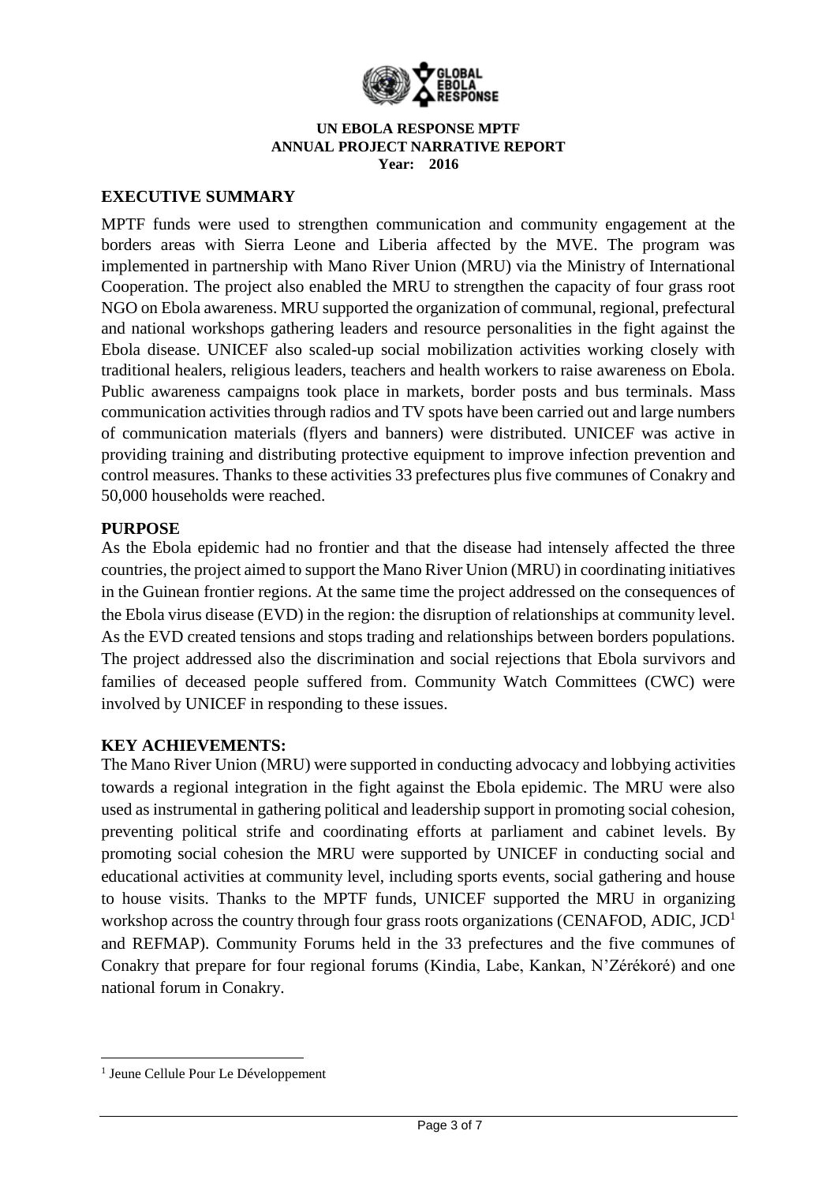**UN EBOLA RESPONSE MPTF**
**ANNUAL PROJECT NARRATIVE REPORT**
**Year: 2016**

## EXECUTIVE SUMMARY

MPTF funds were used to strengthen communication and community engagement at the borders areas with Sierra Leone and Liberia affected by the MVE. The program was implemented in partnership with Mano River Union (MRU) via the Ministry of International Cooperation. The project also enabled the MRU to strengthen the capacity of four grass root NGO on Ebola awareness. MRU supported the organization of communal, regional, prefectural and national workshops gathering leaders and resource personalities in the fight against the Ebola disease. UNICEF also scaled-up social mobilization activities working closely with traditional healers, religious leaders, teachers and health workers to raise awareness on Ebola. Public awareness campaigns took place in markets, border posts and bus terminals. Mass communication activities through radios and TV spots have been carried out and large numbers of communication materials (flyers and banners) were distributed. UNICEF was active in providing training and distributing protective equipment to improve infection prevention and control measures. Thanks to these activities 33 prefectures plus five communes of Conakry and 50,000 households were reached.

## PURPOSE

As the Ebola epidemic had no frontier and that the disease had intensely affected the three countries, the project aimed to support the Mano River Union (MRU) in coordinating initiatives in the Guinean frontier regions. At the same time the project addressed on the consequences of the Ebola virus disease (EVD) in the region: the disruption of relationships at community level. As the EVD created tensions and stops trading and relationships between borders populations. The project addressed also the discrimination and social rejections that Ebola survivors and families of deceased people suffered from. Community Watch Committees (CWC) were involved by UNICEF in responding to these issues.

## KEY ACHIEVEMENTS:

The Mano River Union (MRU) were supported in conducting advocacy and lobbying activities towards a regional integration in the fight against the Ebola epidemic. The MRU were also used as instrumental in gathering political and leadership support in promoting social cohesion, preventing political strife and coordinating efforts at parliament and cabinet levels. By promoting social cohesion the MRU were supported by UNICEF in conducting social and educational activities at community level, including sports events, social gathering and house to house visits. Thanks to the MPTF funds, UNICEF supported the MRU in organizing workshop across the country through four grass roots organizations (CENAFOD, ADIC, JCD[1] and REFMAP). Community Forums held in the 33 prefectures and the five communes of Conakry that prepare for four regional forums (Kindia, Labe, Kankan, N'Zérékoré) and one national forum in Conakry.

[1] Jeune Cellule Pour Le Développement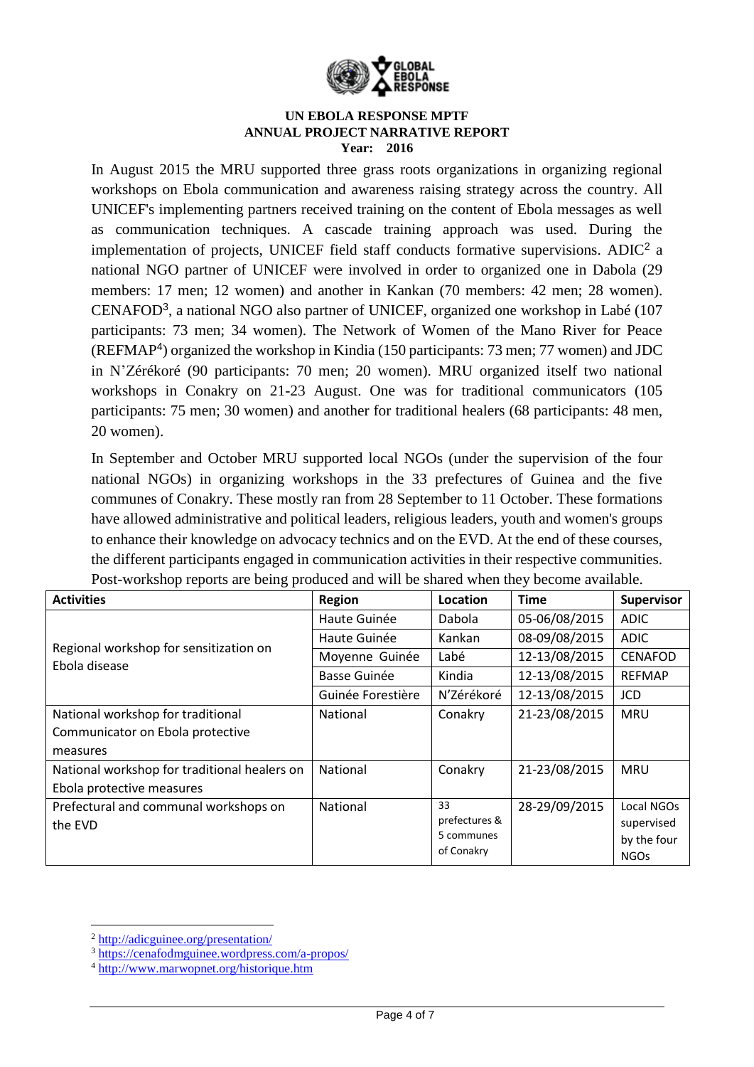In August 2015 the MRU supported three grass roots organizations in organizing regional workshops on Ebola communication and awareness raising strategy across the country. All UNICEF's implementing partners received training on the content of Ebola messages as well as communication techniques. A cascade training approach was used. During the implementation of projects, UNICEF field staff conducts formative supervisions. ADIC[2] a national NGO partner of UNICEF were involved in order to organized one in Dabola (29 members: 17 men; 12 women) and another in Kankan (70 members: 42 men; 28 women). CENAFOD[3], a national NGO also partner of UNICEF, organized one workshop in Labé (107 participants: 73 men; 34 women). The Network of Women of the Mano River for Peace (REFMAP[4]) organized the workshop in Kindia (150 participants: 73 men; 77 women) and JDC in N'Zérékoré (90 participants: 70 men; 20 women). MRU organized itself two national workshops in Conakry on 21-23 August. One was for traditional communicators (105 participants: 75 men; 30 women) and another for traditional healers (68 participants: 48 men, 20 women).

In September and October MRU supported local NGOs (under the supervision of the four national NGOs) in organizing workshops in the 33 prefectures of Guinea and the five communes of Conakry. These mostly ran from 28 September to 11 October. These formations have allowed administrative and political leaders, religious leaders, youth and women's groups to enhance their knowledge on advocacy technics and on the EVD. At the end of these courses, the different participants engaged in communication activities in their respective communities. Post-workshop reports are being produced and will be shared when they become available.

| Activities | Region | Location | Time | Supervisor |
|---|---|---|---|---|
| Regional workshop for sensitization on Ebola disease | Haute Guinée | Dabola | 05-06/08/2015 | ADIC |
| | Haute Guinée | Kankan | 08-09/08/2015 | ADIC |
| | Moyenne Guinée | Labé | 12-13/08/2015 | CENAFOD |
| | Basse Guinée | Kindia | 12-13/08/2015 | REFMAP |
| | Guinée Forestière | N'Zérékoré | 12-13/08/2015 | JCD |
| National workshop for traditional Communicator on Ebola protective measures | National | Conakry | 21-23/08/2015 | MRU |
| National workshop for traditional healers on Ebola protective measures | National | Conakry | 21-23/08/2015 | MRU |
| Prefectural and communal workshops on the EVD | National | 33 prefectures & 5 communes of Conakry | 28-29/09/2015 | Local NGOs supervised by the four NGOs |

[2] http://adicguinee.org/presentation/

[3] https://cenafodmguinee.wordpress.com/a-propos/

[4] http://www.marwopnet.org/historique.htm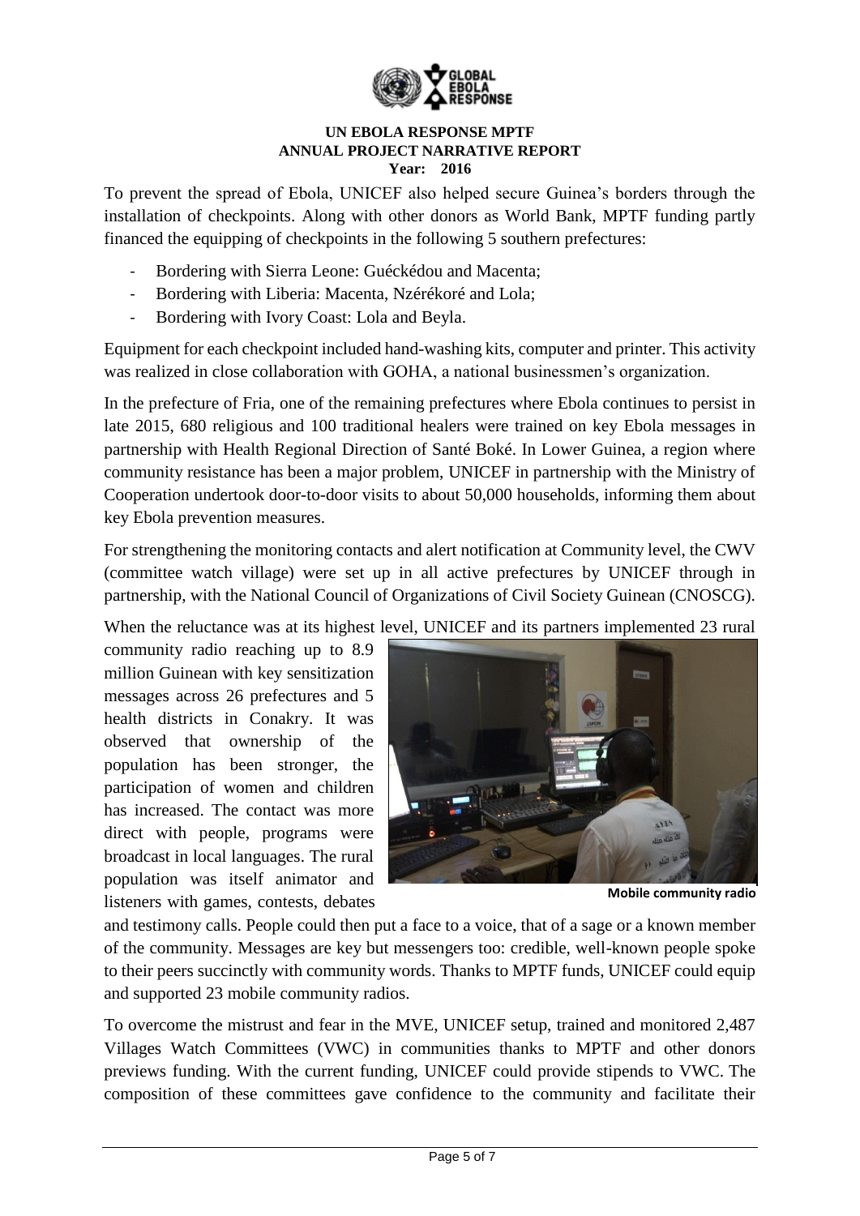To prevent the spread of Ebola, UNICEF also helped secure Guinea's borders through the installation of checkpoints. Along with other donors as World Bank, MPTF funding partly financed the equipping of checkpoints in the following 5 southern prefectures:

- Bordering with Sierra Leone: Guéckédou and Macenta;
- Bordering with Liberia: Macenta, Nzérékoré and Lola;
- Bordering with Ivory Coast: Lola and Beyla.

Equipment for each checkpoint included hand-washing kits, computer and printer. This activity was realized in close collaboration with GOHA, a national businessmen's organization.

In the prefecture of Fria, one of the remaining prefectures where Ebola continues to persist in late 2015, 680 religious and 100 traditional healers were trained on key Ebola messages in partnership with Health Regional Direction of Santé Boké. In Lower Guinea, a region where community resistance has been a major problem, UNICEF in partnership with the Ministry of Cooperation undertook door-to-door visits to about 50,000 households, informing them about key Ebola prevention measures.

For strengthening the monitoring contacts and alert notification at Community level, the CWV (committee watch village) were set up in all active prefectures by UNICEF through in partnership, with the National Council of Organizations of Civil Society Guinean (CNOSCG).

When the reluctance was at its highest level, UNICEF and its partners implemented 23 rural community radio reaching up to 8.9 million Guinean with key sensitization messages across 26 prefectures and 5 health districts in Conakry. It was observed that ownership of the population has been stronger, the participation of women and children has increased. The contact was more direct with people, programs were broadcast in local languages. The rural population was itself animator and listeners with games, contests, debates and testimony calls. People could then put a face to a voice, that of a sage or a known member of the community. Messages are key but messengers too: credible, well-known people spoke to their peers succinctly with community words. Thanks to MPTF funds, UNICEF could equip and supported 23 mobile community radios.

**Mobile community radio**

To overcome the mistrust and fear in the MVE, UNICEF setup, trained and monitored 2,487 Villages Watch Committees (VWC) in communities thanks to MPTF and other donors previews funding. With the current funding, UNICEF could provide stipends to VWC. The composition of these committees gave confidence to the community and facilitate their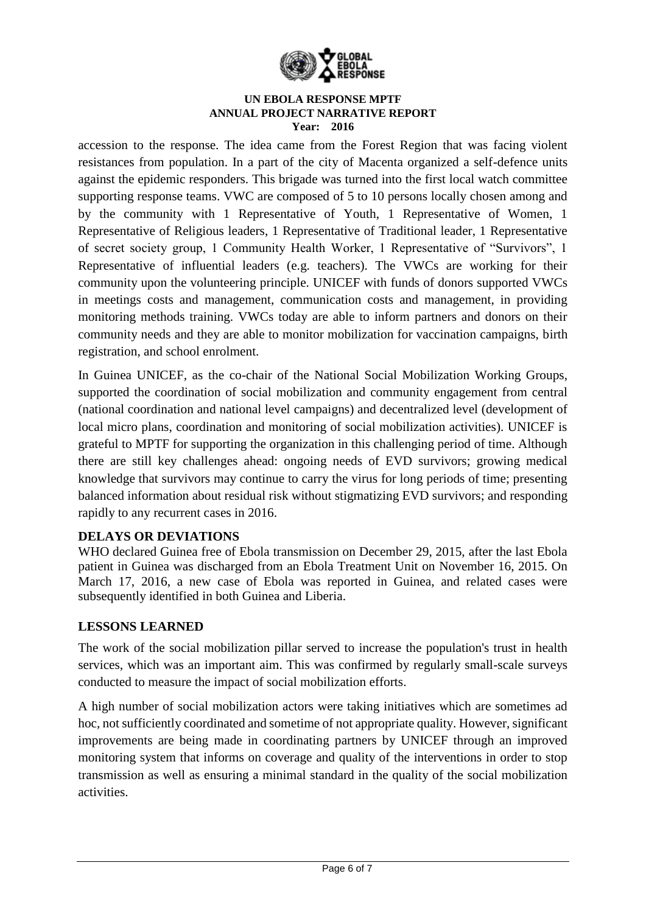accession to the response. The idea came from the Forest Region that was facing violent resistances from population. In a part of the city of Macenta organized a self-defence units against the epidemic responders. This brigade was turned into the first local watch committee supporting response teams. VWC are composed of 5 to 10 persons locally chosen among and by the community with 1 Representative of Youth, 1 Representative of Women, 1 Representative of Religious leaders, 1 Representative of Traditional leader, 1 Representative of secret society group, 1 Community Health Worker, 1 Representative of "Survivors", 1 Representative of influential leaders (e.g. teachers). The VWCs are working for their community upon the volunteering principle. UNICEF with funds of donors supported VWCs in meetings costs and management, communication costs and management, in providing monitoring methods training. VWCs today are able to inform partners and donors on their community needs and they are able to monitor mobilization for vaccination campaigns, birth registration, and school enrolment.

In Guinea UNICEF, as the co-chair of the National Social Mobilization Working Groups, supported the coordination of social mobilization and community engagement from central (national coordination and national level campaigns) and decentralized level (development of local micro plans, coordination and monitoring of social mobilization activities). UNICEF is grateful to MPTF for supporting the organization in this challenging period of time. Although there are still key challenges ahead: ongoing needs of EVD survivors; growing medical knowledge that survivors may continue to carry the virus for long periods of time; presenting balanced information about residual risk without stigmatizing EVD survivors; and responding rapidly to any recurrent cases in 2016.

**DELAYS OR DEVIATIONS**

WHO declared Guinea free of Ebola transmission on December 29, 2015, after the last Ebola patient in Guinea was discharged from an Ebola Treatment Unit on November 16, 2015. On March 17, 2016, a new case of Ebola was reported in Guinea, and related cases were subsequently identified in both Guinea and Liberia.

**LESSONS LEARNED**

The work of the social mobilization pillar served to increase the population's trust in health services, which was an important aim. This was confirmed by regularly small-scale surveys conducted to measure the impact of social mobilization efforts.

A high number of social mobilization actors were taking initiatives which are sometimes ad hoc, not sufficiently coordinated and sometime of not appropriate quality. However, significant improvements are being made in coordinating partners by UNICEF through an improved monitoring system that informs on coverage and quality of the interventions in order to stop transmission as well as ensuring a minimal standard in the quality of the social mobilization activities.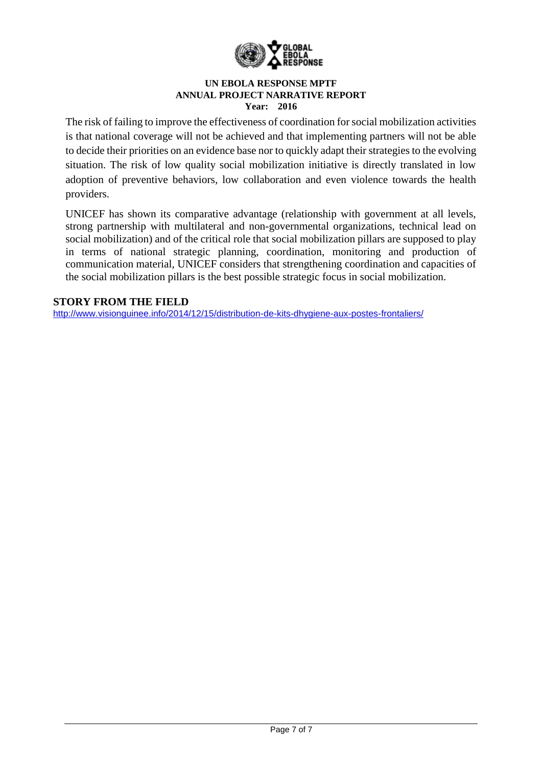The risk of failing to improve the effectiveness of coordination for social mobilization activities is that national coverage will not be achieved and that implementing partners will not be able to decide their priorities on an evidence base nor to quickly adapt their strategies to the evolving situation. The risk of low quality social mobilization initiative is directly translated in low adoption of preventive behaviors, low collaboration and even violence towards the health providers.

UNICEF has shown its comparative advantage (relationship with government at all levels, strong partnership with multilateral and non-governmental organizations, technical lead on social mobilization) and of the critical role that social mobilization pillars are supposed to play in terms of national strategic planning, coordination, monitoring and production of communication material, UNICEF considers that strengthening coordination and capacities of the social mobilization pillars is the best possible strategic focus in social mobilization.

**STORY FROM THE FIELD**

http://www.visionguinee.info/2014/12/15/distribution-de-kits-dhygiene-aux-postes-frontaliers/